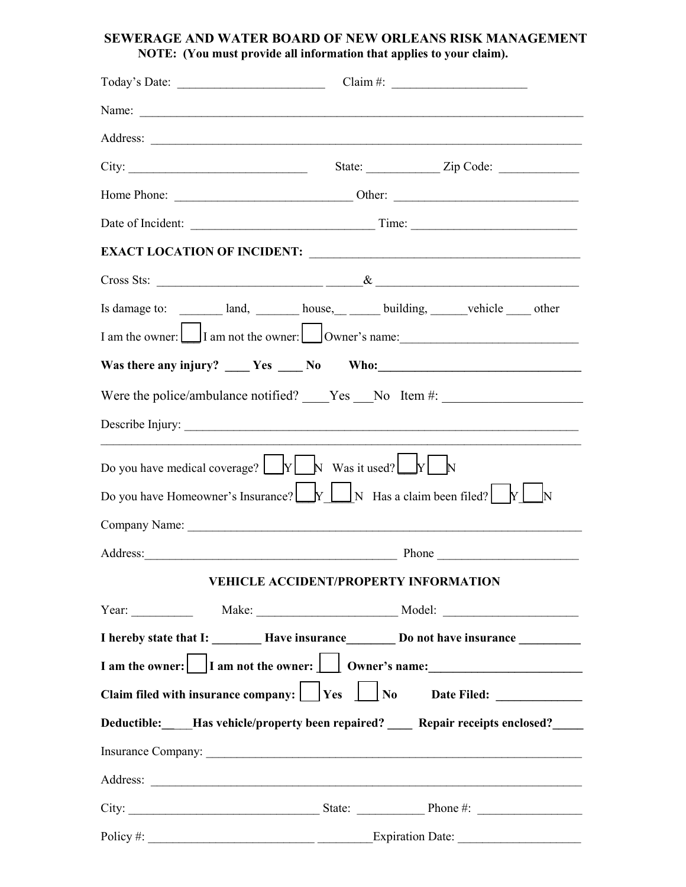## SEWERAGE AND WATER BOARD OF NEW ORLEANS RISK MANAGEMENT

**NOTE: (You must provide all information that applies to your claim).**

Today's Date: ________________________ Claim #: ______________________

Name: ___________________________________________________________________________

Address: _________________________________________________________________________

City: _____________________________ State: ____________ Zip Code: _____________

Home Phone: ______________________________ Other: ______________________________

Date of Incident: ______________________________ Time: ___________________________

**EXACT LOCATION OF INCIDENT:** ____________________________________________

Cross Sts: ___________________________ ______& _________________________________

Is damage to: _______ land, _______ house,__ _____ building, ______vehicle ____ other

I am the owner: ☐ I am not the owner: ☐ Owner's name:_____________________________

**Was there any injury? ____ Yes ____ No Who:_________________________________**

Were the police/ambulance notified? ____Yes ___No Item #: ______________________

Describe Injury: ___________________________________________________________________

_________________________________________________________________________________

Do you have medical coverage? ☐Y ☐N Was it used? ☐Y ☐N

Do you have Homeowner's Insurance? ☐Y ☐N Has a claim been filed? ☐Y ☐N

Company Name: ____________________________________________________________________

Address:_________________________________________ Phone _______________________

### VEHICLE ACCIDENT/PROPERTY INFORMATION

Year: __________ Make: ______________________ Model: ______________________

**I hereby state that I: ________ Have insurance________ Do not have insurance __________**

**I am the owner: ☐ I am not the owner: ☐ Owner's name:_________________________**

**Claim filed with insurance company: ☐ Yes ☐ No Date Filed: ______________**

**Deductible:_____Has vehicle/property been repaired? ____ Repair receipts enclosed?_____**

Insurance Company: ________________________________________________________________

Address: _________________________________________________________________________

City: _______________________________ State: ___________ Phone #: _________________

Policy #: ___________________________ _________Expiration Date: ____________________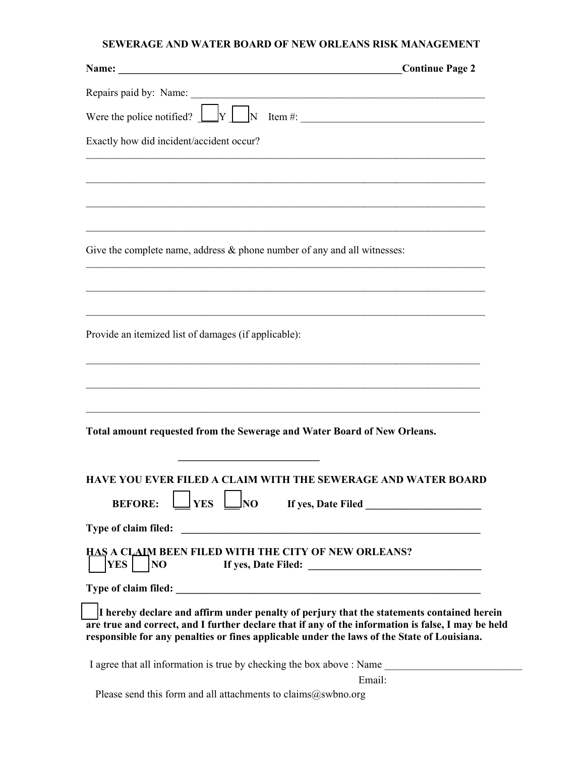**SEWERAGE AND WATER BOARD OF NEW ORLEANS RISK MANAGEMENT**

**Name: _______________________________________________________Continue Page 2**

Repairs paid by: Name: ___________________________________________________________

Were the police notified? ☐Y ☐N Item #: ___________________________________

Exactly how did incident/accident occur?

______________________________________________________________________________

______________________________________________________________________________

______________________________________________________________________________

______________________________________________________________________________

Give the complete name, address & phone number of any and all witnesses:

______________________________________________________________________________

______________________________________________________________________________

______________________________________________________________________________

Provide an itemized list of damages (if applicable):

______________________________________________________________________________

______________________________________________________________________________

______________________________________________________________________________

**Total amount requested from the Sewerage and Water Board of New Orleans.**

**___________________________**

**HAVE YOU EVER FILED A CLAIM WITH THE SEWERAGE AND WATER BOARD**

**BEFORE: ☐YES ☐NO If yes, Date Filed ______________________**

**Type of claim filed: ____________________________________________________________**

**HAS A CLAIM BEEN FILED WITH THE CITY OF NEW ORLEANS?**
**☐YES ☐NO If yes, Date Filed: _________________________________**

**Type of claim filed: ____________________________________________________________**

☐ **I hereby declare and affirm under penalty of perjury that the statements contained herein are true and correct, and I further declare that if any of the information is false, I may be held responsible for any penalties or fines applicable under the laws of the State of Louisiana.**

I agree that all information is true by checking the box above : Name __________________________

Email:

Please send this form and all attachments to claims@swbno.org